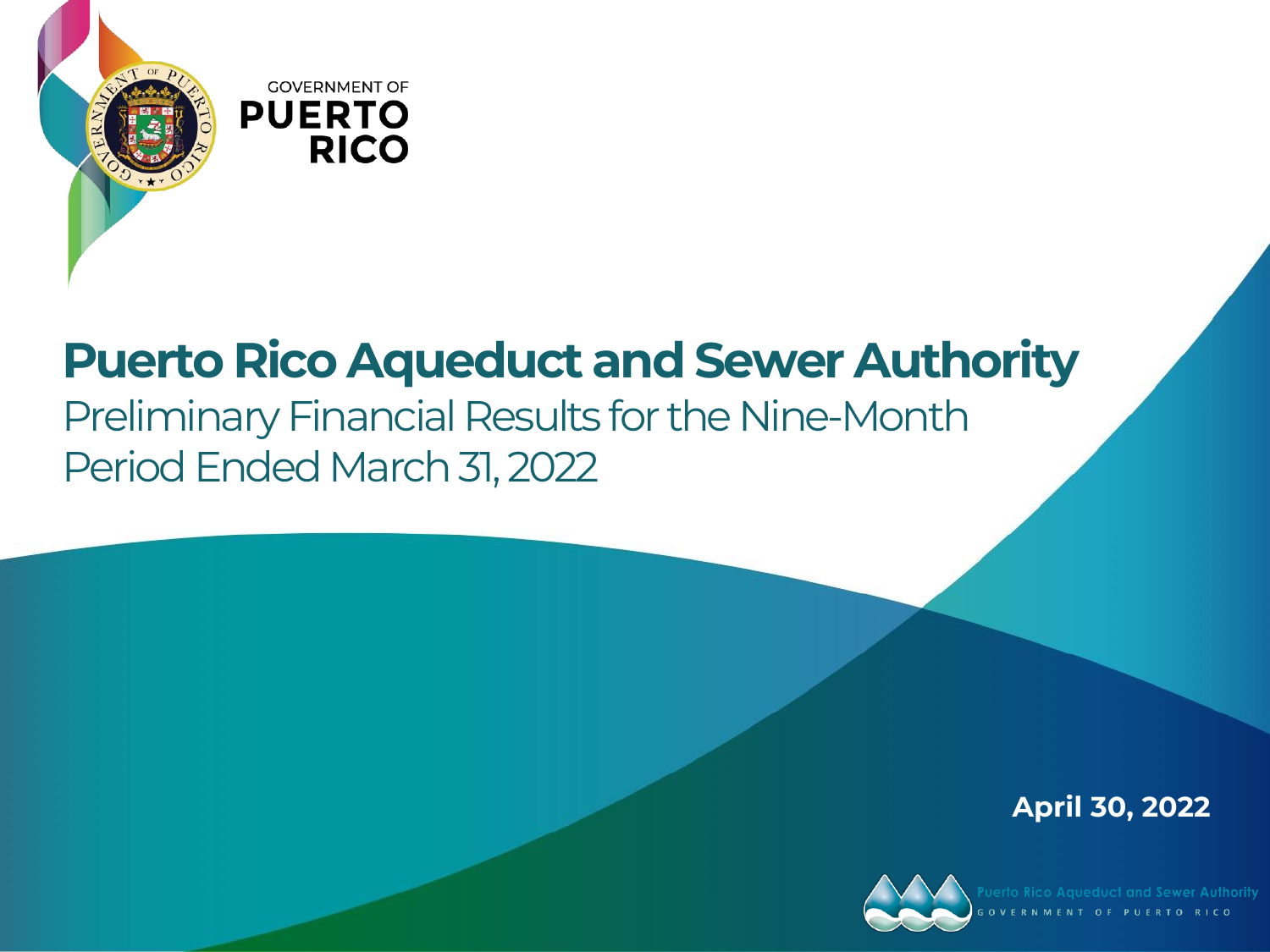GOVERNMENT OF PUERTO RICO

# Puerto Rico Aqueduct and Sewer Authority

## Preliminary Financial Results for the Nine-Month Period Ended March 31, 2022

**April 30, 2022**

Puerto Rico Aqueduct and Sewer Authority
GOVERNMENT OF PUERTO RICO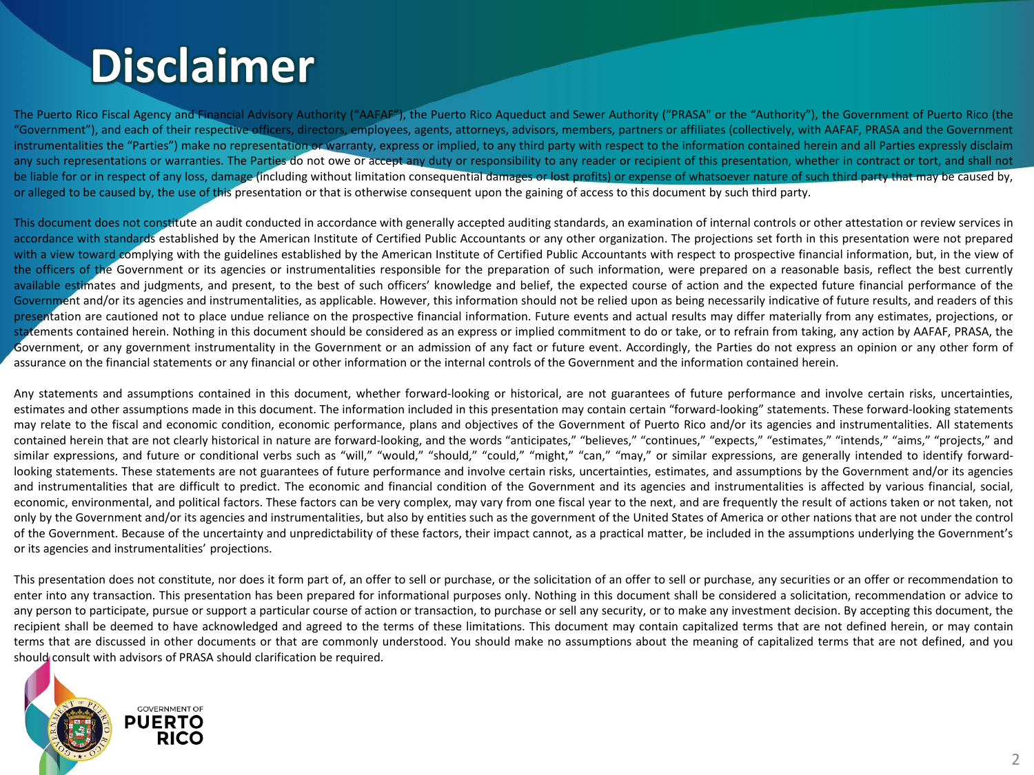# Disclaimer

The Puerto Rico Fiscal Agency and Financial Advisory Authority ("AAFAF"), the Puerto Rico Aqueduct and Sewer Authority ("PRASA" or the "Authority"), the Government of Puerto Rico (the "Government"), and each of their respective officers, directors, employees, agents, attorneys, advisors, members, partners or affiliates (collectively, with AAFAF, PRASA and the Government instrumentalities the "Parties") make no representation or warranty, express or implied, to any third party with respect to the information contained herein and all Parties expressly disclaim any such representations or warranties. The Parties do not owe or accept any duty or responsibility to any reader or recipient of this presentation, whether in contract or tort, and shall not be liable for or in respect of any loss, damage (including without limitation consequential damages or lost profits) or expense of whatsoever nature of such third party that may be caused by, or alleged to be caused by, the use of this presentation or that is otherwise consequent upon the gaining of access to this document by such third party.

This document does not constitute an audit conducted in accordance with generally accepted auditing standards, an examination of internal controls or other attestation or review services in accordance with standards established by the American Institute of Certified Public Accountants or any other organization. The projections set forth in this presentation were not prepared with a view toward complying with the guidelines established by the American Institute of Certified Public Accountants with respect to prospective financial information, but, in the view of the officers of the Government or its agencies or instrumentalities responsible for the preparation of such information, were prepared on a reasonable basis, reflect the best currently available estimates and judgments, and present, to the best of such officers' knowledge and belief, the expected course of action and the expected future financial performance of the Government and/or its agencies and instrumentalities, as applicable. However, this information should not be relied upon as being necessarily indicative of future results, and readers of this presentation are cautioned not to place undue reliance on the prospective financial information. Future events and actual results may differ materially from any estimates, projections, or statements contained herein. Nothing in this document should be considered as an express or implied commitment to do or take, or to refrain from taking, any action by AAFAF, PRASA, the Government, or any government instrumentality in the Government or an admission of any fact or future event. Accordingly, the Parties do not express an opinion or any other form of assurance on the financial statements or any financial or other information or the internal controls of the Government and the information contained herein.

Any statements and assumptions contained in this document, whether forward-looking or historical, are not guarantees of future performance and involve certain risks, uncertainties, estimates and other assumptions made in this document. The information included in this presentation may contain certain "forward-looking" statements. These forward-looking statements may relate to the fiscal and economic condition, economic performance, plans and objectives of the Government of Puerto Rico and/or its agencies and instrumentalities. All statements contained herein that are not clearly historical in nature are forward-looking, and the words "anticipates," "believes," "continues," "expects," "estimates," "intends," "aims," "projects," and similar expressions, and future or conditional verbs such as "will," "would," "should," "could," "might," "can," "may," or similar expressions, are generally intended to identify forward-looking statements. These statements are not guarantees of future performance and involve certain risks, uncertainties, estimates, and assumptions by the Government and/or its agencies and instrumentalities that are difficult to predict. The economic and financial condition of the Government and its agencies and instrumentalities is affected by various financial, social, economic, environmental, and political factors. These factors can be very complex, may vary from one fiscal year to the next, and are frequently the result of actions taken or not taken, not only by the Government and/or its agencies and instrumentalities, but also by entities such as the government of the United States of America or other nations that are not under the control of the Government. Because of the uncertainty and unpredictability of these factors, their impact cannot, as a practical matter, be included in the assumptions underlying the Government's or its agencies and instrumentalities' projections.

This presentation does not constitute, nor does it form part of, an offer to sell or purchase, or the solicitation of an offer to sell or purchase, any securities or an offer or recommendation to enter into any transaction. This presentation has been prepared for informational purposes only. Nothing in this document shall be considered a solicitation, recommendation or advice to any person to participate, pursue or support a particular course of action or transaction, to purchase or sell any security, or to make any investment decision. By accepting this document, the recipient shall be deemed to have acknowledged and agreed to the terms of these limitations. This document may contain capitalized terms that are not defined herein, or may contain terms that are discussed in other documents or that are commonly understood. You should make no assumptions about the meaning of capitalized terms that are not defined, and you should consult with advisors of PRASA should clarification be required.

GOVERNMENT OF
PUERTO
RICO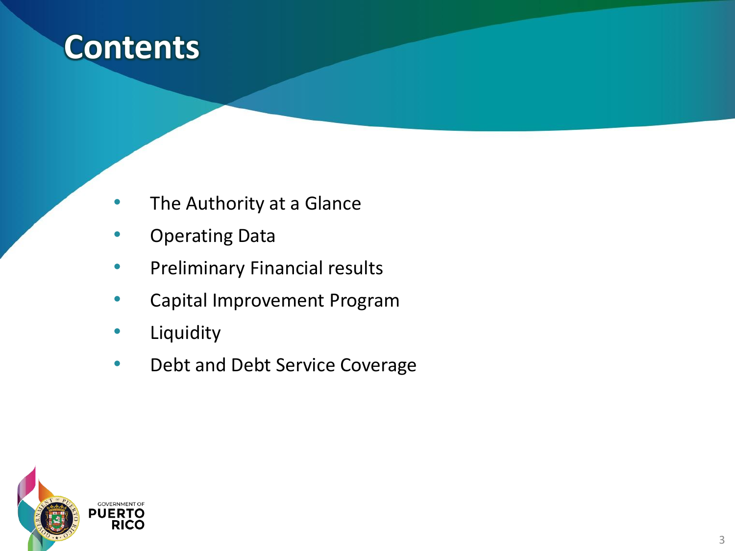# Contents

- The Authority at a Glance
- Operating Data
- Preliminary Financial results
- Capital Improvement Program
- Liquidity
- Debt and Debt Service Coverage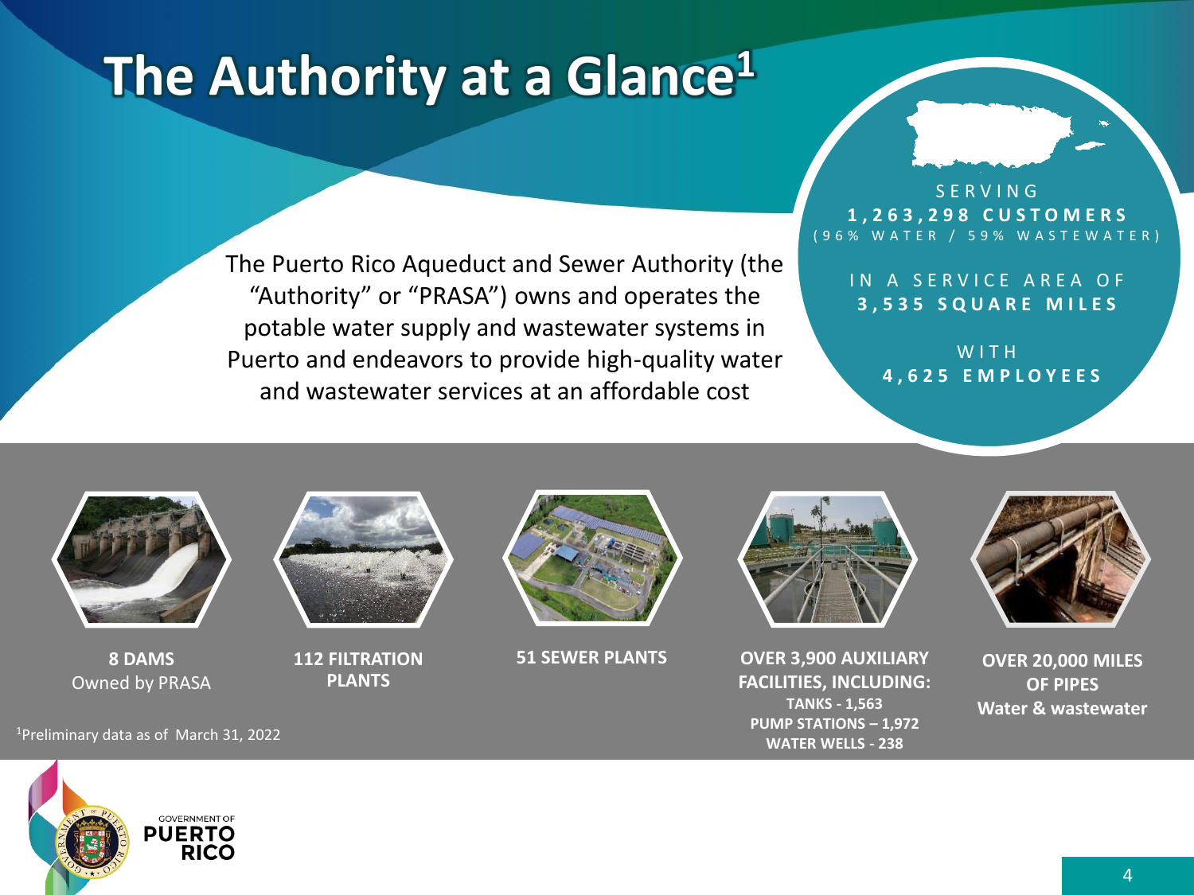# The Authority at a Glance[1]

The Puerto Rico Aqueduct and Sewer Authority (the "Authority" or "PRASA") owns and operates the potable water supply and wastewater systems in Puerto and endeavors to provide high-quality water and wastewater services at an affordable cost

SERVING
**1,263,298 CUSTOMERS**
(96% WATER / 59% WASTEWATER)

IN A SERVICE AREA OF
**3,535 SQUARE MILES**

WITH
**4,625 EMPLOYEES**

**8 DAMS**
Owned by PRASA

**112 FILTRATION PLANTS**

**51 SEWER PLANTS**

**OVER 3,900 AUXILIARY FACILITIES, INCLUDING:**
**TANKS - 1,563**
**PUMP STATIONS – 1,972**
**WATER WELLS - 238**

**OVER 20,000 MILES OF PIPES**
**Water & wastewater**

[1]Preliminary data as of March 31, 2022

GOVERNMENT OF PUERTO RICO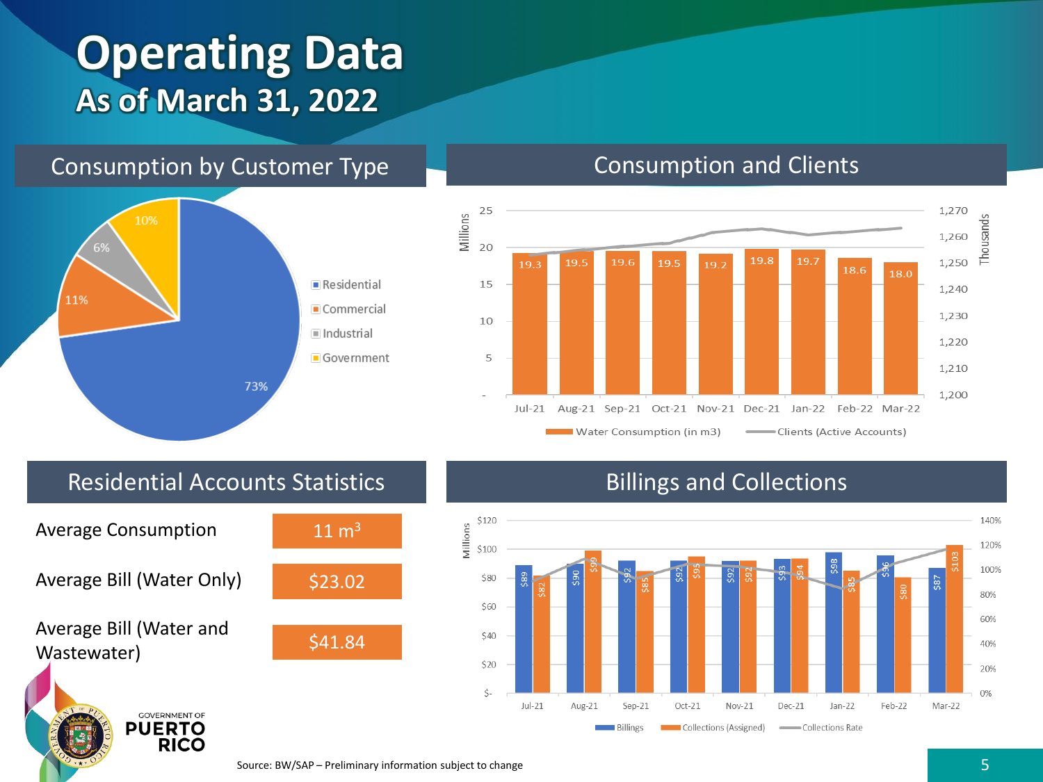# Operating Data
## As of March 31, 2022

## Consumption by Customer Type

| Customer Type | Share |
|---|---|
| Residential | 73% |
| Commercial | 11% |
| Industrial | 6% |
| Government | 10% |

## Consumption and Clients

Water Consumption (in m3), Millions; Clients (Active Accounts), Thousands

| Month | Jul-21 | Aug-21 | Sep-21 | Oct-21 | Nov-21 | Dec-21 | Jan-22 | Feb-22 | Mar-22 |
|---|---|---|---|---|---|---|---|---|---|
| Water Consumption (in m3) | 19.3 | 19.5 | 19.6 | 19.5 | 19.2 | 19.8 | 19.7 | 18.6 | 18.0 |

## Residential Accounts Statistics

| | |
|---|---|
| Average Consumption | 11 $m^3$ |
| Average Bill (Water Only) | $23.02 |
| Average Bill (Water and Wastewater) | $41.84 |

## Billings and Collections

Millions

| Month | Jul-21 | Aug-21 | Sep-21 | Oct-21 | Nov-21 | Dec-21 | Jan-22 | Feb-22 | Mar-22 |
|---|---|---|---|---|---|---|---|---|---|
| Billings | $89 | $90 | $92 | $92 | $92 | $93 | $98 | $96 | $87 |
| Collections (Assigned) | $82 | $99 | $85 | $95 | $92 | $94 | $85 | $80 | $103 |

Billings / Collections (Assigned) / Collections Rate

GOVERNMENT OF PUERTO RICO

Source: BW/SAP – Preliminary information subject to change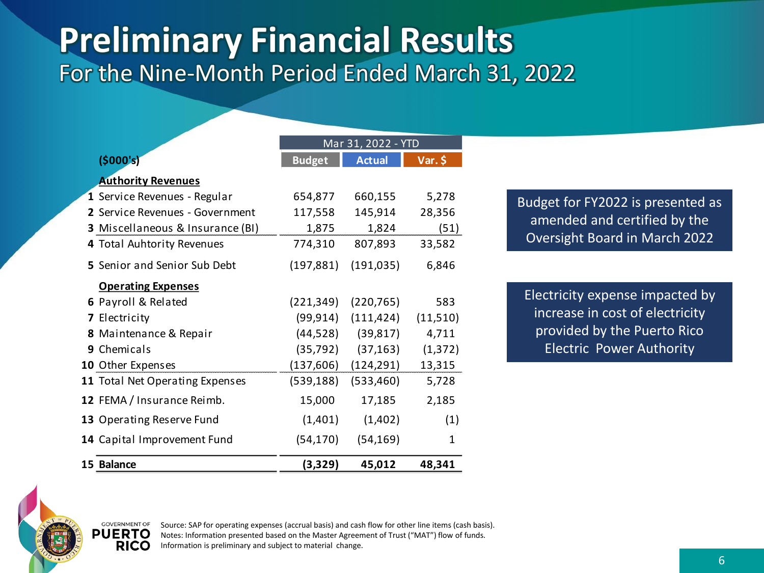# Preliminary Financial Results

## For the Nine-Month Period Ended March 31, 2022

| | ($000's) | Mar 31, 2022 - YTD | | |
|---|---|---|---|---|
| | | Budget | Actual | Var. $ |
| | **Authority Revenues** | | | |
| 1 | Service Revenues - Regular | 654,877 | 660,155 | 5,278 |
| 2 | Service Revenues - Government | 117,558 | 145,914 | 28,356 |
| 3 | Miscellaneous & Insurance (BI) | 1,875 | 1,824 | (51) |
| 4 | Total Auhtority Revenues | 774,310 | 807,893 | 33,582 |
| 5 | Senior and Senior Sub Debt | (197,881) | (191,035) | 6,846 |
| | **Operating Expenses** | | | |
| 6 | Payroll & Related | (221,349) | (220,765) | 583 |
| 7 | Electricity | (99,914) | (111,424) | (11,510) |
| 8 | Maintenance & Repair | (44,528) | (39,817) | 4,711 |
| 9 | Chemicals | (35,792) | (37,163) | (1,372) |
| 10 | Other Expenses | (137,606) | (124,291) | 13,315 |
| 11 | Total Net Operating Expenses | (539,188) | (533,460) | 5,728 |
| 12 | FEMA / Insurance Reimb. | 15,000 | 17,185 | 2,185 |
| 13 | Operating Reserve Fund | (1,401) | (1,402) | (1) |
| 14 | Capital Improvement Fund | (54,170) | (54,169) | 1 |
| 15 | **Balance** | **(3,329)** | **45,012** | **48,341** |

Budget for FY2022 is presented as amended and certified by the Oversight Board in March 2022

Electricity expense impacted by increase in cost of electricity provided by the Puerto Rico Electric Power Authority

Source: SAP for operating expenses (accrual basis) and cash flow for other line items (cash basis).
Notes: Information presented based on the Master Agreement of Trust ("MAT") flow of funds.
Information is preliminary and subject to material change.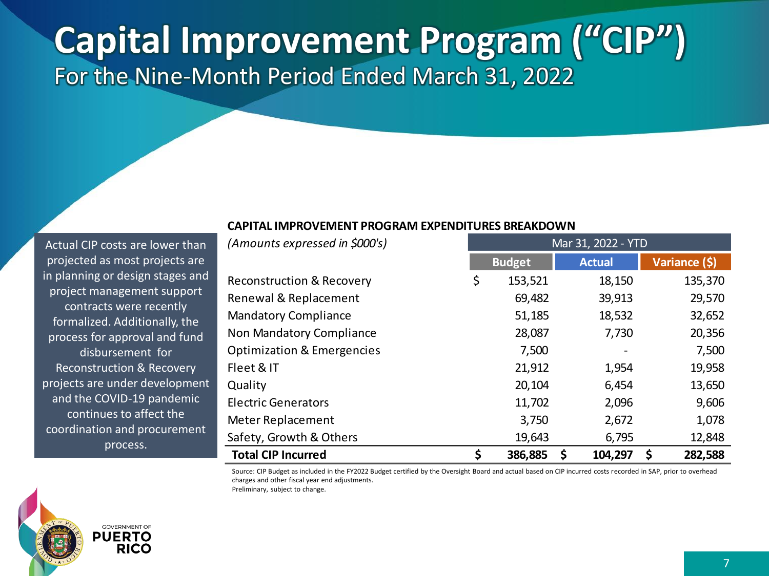# Capital Improvement Program ("CIP")

## For the Nine-Month Period Ended March 31, 2022

Actual CIP costs are lower than projected as most projects are in planning or design stages and project management support contracts were recently formalized. Additionally, the process for approval and fund disbursement for Reconstruction & Recovery projects are under development and the COVID-19 pandemic continues to affect the coordination and procurement process.

**CAPITAL IMPROVEMENT PROGRAM EXPENDITURES BREAKDOWN**

| *(Amounts expressed in $000's)* | Mar 31, 2022 - YTD | | |
|---|---|---|---|
| | **Budget** | **Actual** | **Variance ($)** |
| Reconstruction & Recovery | $ 153,521 | 18,150 | 135,370 |
| Renewal & Replacement | 69,482 | 39,913 | 29,570 |
| Mandatory Compliance | 51,185 | 18,532 | 32,652 |
| Non Mandatory Compliance | 28,087 | 7,730 | 20,356 |
| Optimization & Emergencies | 7,500 | - | 7,500 |
| Fleet & IT | 21,912 | 1,954 | 19,958 |
| Quality | 20,104 | 6,454 | 13,650 |
| Electric Generators | 11,702 | 2,096 | 9,606 |
| Meter Replacement | 3,750 | 2,672 | 1,078 |
| Safety, Growth & Others | 19,643 | 6,795 | 12,848 |
| **Total CIP Incurred** | **$ 386,885** | **$ 104,297** | **$ 282,588** |

Source: CIP Budget as included in the FY2022 Budget certified by the Oversight Board and actual based on CIP incurred costs recorded in SAP, prior to overhead charges and other fiscal year end adjustments.
Preliminary, subject to change.

GOVERNMENT OF PUERTO RICO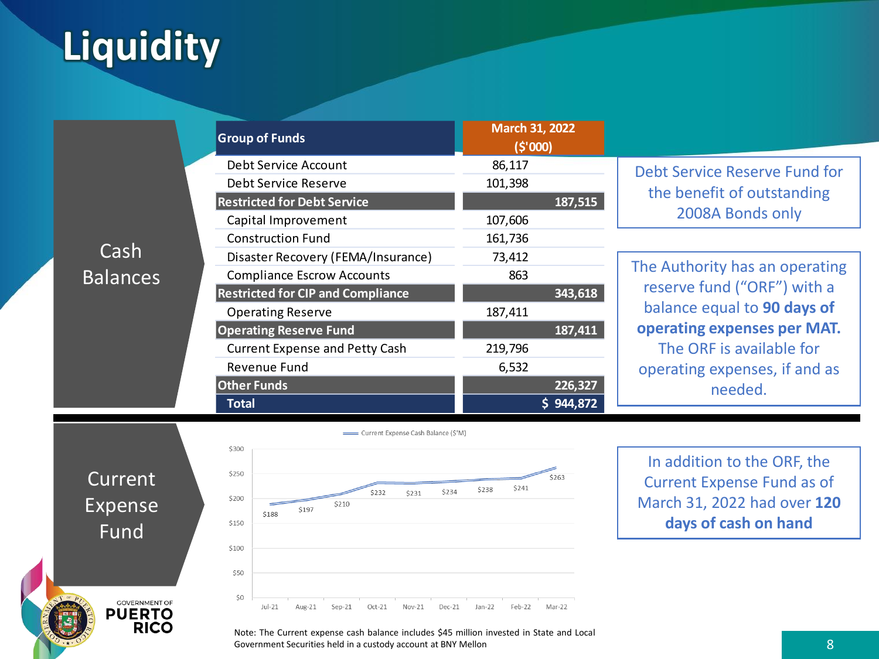# Liquidity

## Cash Balances

| Group of Funds | March 31, 2022 ($'000) |
|---|---|
| Debt Service Account | 86,117 |
| Debt Service Reserve | 101,398 |
| **Restricted for Debt Service** | **187,515** |
| Capital Improvement | 107,606 |
| Construction Fund | 161,736 |
| Disaster Recovery (FEMA/Insurance) | 73,412 |
| Compliance Escrow Accounts | 863 |
| **Restricted for CIP and Compliance** | **343,618** |
| Operating Reserve | 187,411 |
| **Operating Reserve Fund** | **187,411** |
| Current Expense and Petty Cash | 219,796 |
| Revenue Fund | 6,532 |
| **Other Funds** | **226,327** |
| **Total** | **$ 944,872** |

Debt Service Reserve Fund for the benefit of outstanding 2008A Bonds only

The Authority has an operating reserve fund ("ORF") with a balance equal to **90 days of operating expenses per MAT.** The ORF is available for operating expenses, if and as needed.

## Current Expense Fund

Current Expense Cash Balance ($'M)

| Month | Jul-21 | Aug-21 | Sep-21 | Oct-21 | Nov-21 | Dec-21 | Jan-22 | Feb-22 | Mar-22 |
|---|---|---|---|---|---|---|---|---|---|
| Balance | $188 | $197 | $210 | $232 | $231 | $234 | $238 | $241 | $263 |

Note: The Current expense cash balance includes $45 million invested in State and Local Government Securities held in a custody account at BNY Mellon

In addition to the ORF, the Current Expense Fund as of March 31, 2022 had over **120 days of cash on hand**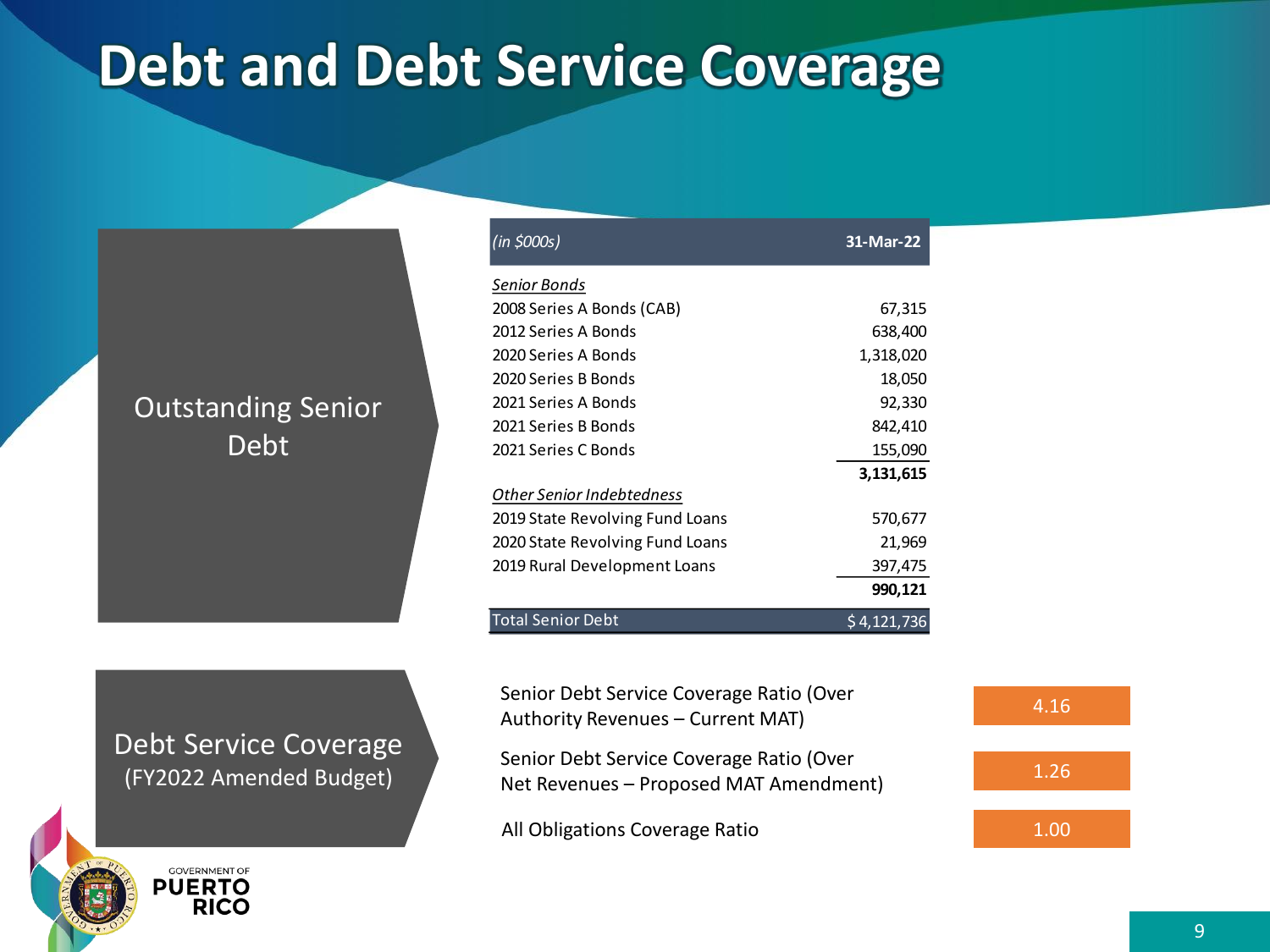# Debt and Debt Service Coverage

## Outstanding Senior Debt

| *(in $000s)* | **31-Mar-22** |
|---|---|
| *Senior Bonds* | |
| 2008 Series A Bonds (CAB) | 67,315 |
| 2012 Series A Bonds | 638,400 |
| 2020 Series A Bonds | 1,318,020 |
| 2020 Series B Bonds | 18,050 |
| 2021 Series A Bonds | 92,330 |
| 2021 Series B Bonds | 842,410 |
| 2021 Series C Bonds | 155,090 |
| | **3,131,615** |
| *Other Senior Indebtedness* | |
| 2019 State Revolving Fund Loans | 570,677 |
| 2020 State Revolving Fund Loans | 21,969 |
| 2019 Rural Development Loans | 397,475 |
| | **990,121** |
| Total Senior Debt | $ 4,121,736 |

## Debt Service Coverage (FY2022 Amended Budget)

| Ratio | Value |
|---|---|
| Senior Debt Service Coverage Ratio (Over Authority Revenues – Current MAT) | 4.16 |
| Senior Debt Service Coverage Ratio (Over Net Revenues – Proposed MAT Amendment) | 1.26 |
| All Obligations Coverage Ratio | 1.00 |

GOVERNMENT OF PUERTO RICO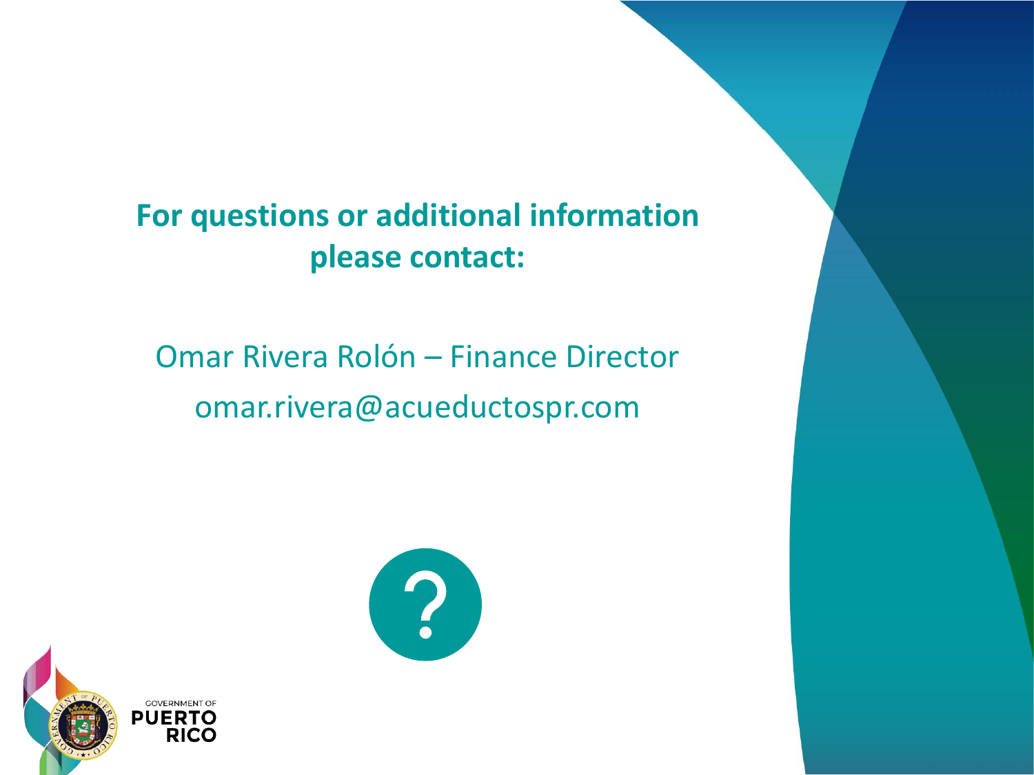**For questions or additional information please contact:**

Omar Rivera Rolón – Finance Director

omar.rivera@acueductospr.com

?

GOVERNMENT OF PUERTO RICO